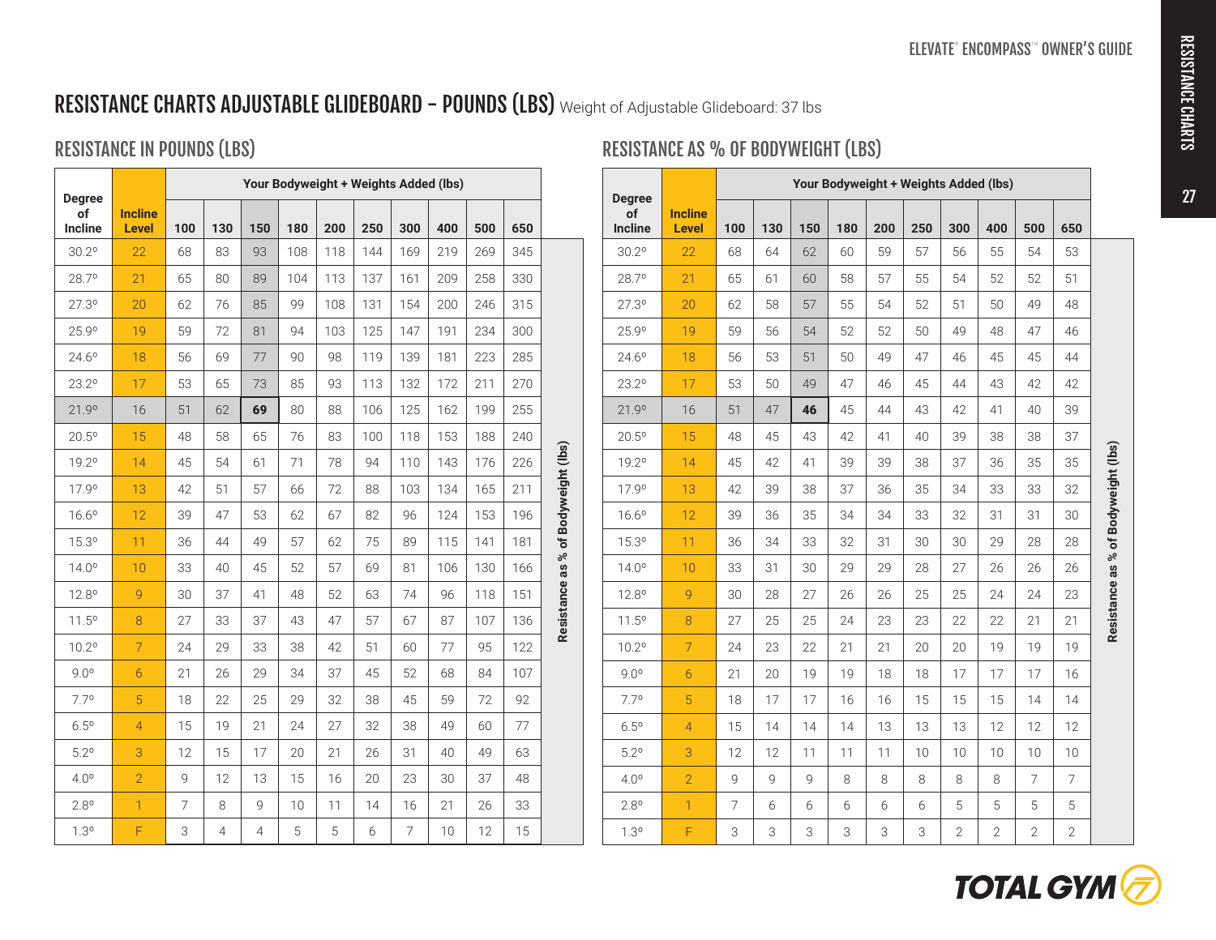# RESISTANCE CHARTS ADJUSTABLE GLIDEBOARD - POUNDS (LBS) Weight of Adjustable Glideboard: 37 lbs

## RESISTANCE IN POUNDS (LBS)

| Degree of Incline | Incline Level | Your Bodyweight + Weights Added (lbs) | | | | | | | | | |
|---|---|---|---|---|---|---|---|---|---|---|---|
| | | 100 | 130 | 150 | 180 | 200 | 250 | 300 | 400 | 500 | 650 |
| 30.2º | 22 | 68 | 83 | 93 | 108 | 118 | 144 | 169 | 219 | 269 | 345 |
| 28.7º | 21 | 65 | 80 | 89 | 104 | 113 | 137 | 161 | 209 | 258 | 330 |
| 27.3º | 20 | 62 | 76 | 85 | 99 | 108 | 131 | 154 | 200 | 246 | 315 |
| 25.9º | 19 | 59 | 72 | 81 | 94 | 103 | 125 | 147 | 191 | 234 | 300 |
| 24.6º | 18 | 56 | 69 | 77 | 90 | 98 | 119 | 139 | 181 | 223 | 285 |
| 23.2º | 17 | 53 | 65 | 73 | 85 | 93 | 113 | 132 | 172 | 211 | 270 |
| 21.9º | 16 | 51 | 62 | **69** | 80 | 88 | 106 | 125 | 162 | 199 | 255 |
| 20.5º | 15 | 48 | 58 | 65 | 76 | 83 | 100 | 118 | 153 | 188 | 240 |
| 19.2º | 14 | 45 | 54 | 61 | 71 | 78 | 94 | 110 | 143 | 176 | 226 |
| 17.9º | 13 | 42 | 51 | 57 | 66 | 72 | 88 | 103 | 134 | 165 | 211 |
| 16.6º | 12 | 39 | 47 | 53 | 62 | 67 | 82 | 96 | 124 | 153 | 196 |
| 15.3º | 11 | 36 | 44 | 49 | 57 | 62 | 75 | 89 | 115 | 141 | 181 |
| 14.0º | 10 | 33 | 40 | 45 | 52 | 57 | 69 | 81 | 106 | 130 | 166 |
| 12.8º | 9 | 30 | 37 | 41 | 48 | 52 | 63 | 74 | 96 | 118 | 151 |
| 11.5º | 8 | 27 | 33 | 37 | 43 | 47 | 57 | 67 | 87 | 107 | 136 |
| 10.2º | 7 | 24 | 29 | 33 | 38 | 42 | 51 | 60 | 77 | 95 | 122 |
| 9.0º | 6 | 21 | 26 | 29 | 34 | 37 | 45 | 52 | 68 | 84 | 107 |
| 7.7º | 5 | 18 | 22 | 25 | 29 | 32 | 38 | 45 | 59 | 72 | 92 |
| 6.5º | 4 | 15 | 19 | 21 | 24 | 27 | 32 | 38 | 49 | 60 | 77 |
| 5.2º | 3 | 12 | 15 | 17 | 20 | 21 | 26 | 31 | 40 | 49 | 63 |
| 4.0º | 2 | 9 | 12 | 13 | 15 | 16 | 20 | 23 | 30 | 37 | 48 |
| 2.8º | 1 | 7 | 8 | 9 | 10 | 11 | 14 | 16 | 21 | 26 | 33 |
| 1.3º | F | 3 | 4 | 4 | 5 | 5 | 6 | 7 | 10 | 12 | 15 |

Resistance as % of Bodyweight (lbs)

## RESISTANCE AS % OF BODYWEIGHT (LBS)

| Degree of Incline | Incline Level | Your Bodyweight + Weights Added (lbs) | | | | | | | | | |
|---|---|---|---|---|---|---|---|---|---|---|---|
| | | 100 | 130 | 150 | 180 | 200 | 250 | 300 | 400 | 500 | 650 |
| 30.2º | 22 | 68 | 64 | 62 | 60 | 59 | 57 | 56 | 55 | 54 | 53 |
| 28.7º | 21 | 65 | 61 | 60 | 58 | 57 | 55 | 54 | 52 | 52 | 51 |
| 27.3º | 20 | 62 | 58 | 57 | 55 | 54 | 52 | 51 | 50 | 49 | 48 |
| 25.9º | 19 | 59 | 56 | 54 | 52 | 52 | 50 | 49 | 48 | 47 | 46 |
| 24.6º | 18 | 56 | 53 | 51 | 50 | 49 | 47 | 46 | 45 | 45 | 44 |
| 23.2º | 17 | 53 | 50 | 49 | 47 | 46 | 45 | 44 | 43 | 42 | 42 |
| 21.9º | 16 | 51 | 47 | **46** | 45 | 44 | 43 | 42 | 41 | 40 | 39 |
| 20.5º | 15 | 48 | 45 | 43 | 42 | 41 | 40 | 39 | 38 | 38 | 37 |
| 19.2º | 14 | 45 | 42 | 41 | 39 | 39 | 38 | 37 | 36 | 35 | 35 |
| 17.9º | 13 | 42 | 39 | 38 | 37 | 36 | 35 | 34 | 33 | 33 | 32 |
| 16.6º | 12 | 39 | 36 | 35 | 34 | 34 | 33 | 32 | 31 | 31 | 30 |
| 15.3º | 11 | 36 | 34 | 33 | 32 | 31 | 30 | 30 | 29 | 28 | 28 |
| 14.0º | 10 | 33 | 31 | 30 | 29 | 29 | 28 | 27 | 26 | 26 | 26 |
| 12.8º | 9 | 30 | 28 | 27 | 26 | 26 | 25 | 25 | 24 | 24 | 23 |
| 11.5º | 8 | 27 | 25 | 25 | 24 | 23 | 23 | 22 | 22 | 21 | 21 |
| 10.2º | 7 | 24 | 23 | 22 | 21 | 21 | 20 | 20 | 19 | 19 | 19 |
| 9.0º | 6 | 21 | 20 | 19 | 19 | 18 | 18 | 17 | 17 | 17 | 16 |
| 7.7º | 5 | 18 | 17 | 17 | 16 | 16 | 15 | 15 | 15 | 14 | 14 |
| 6.5º | 4 | 15 | 14 | 14 | 14 | 13 | 13 | 13 | 12 | 12 | 12 |
| 5.2º | 3 | 12 | 12 | 11 | 11 | 11 | 10 | 10 | 10 | 10 | 10 |
| 4.0º | 2 | 9 | 9 | 9 | 8 | 8 | 8 | 8 | 8 | 7 | 7 |
| 2.8º | 1 | 7 | 6 | 6 | 6 | 6 | 6 | 5 | 5 | 5 | 5 |
| 1.3º | F | 3 | 3 | 3 | 3 | 3 | 3 | 2 | 2 | 2 | 2 |

Resistance as % of Bodyweight (lbs)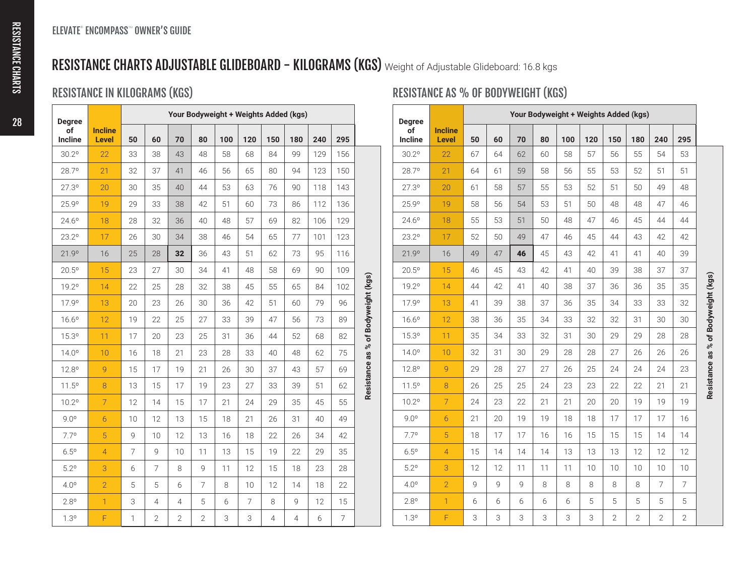# RESISTANCE CHARTS ADJUSTABLE GLIDEBOARD – KILOGRAMS (KGS) Weight of Adjustable Glideboard: 16.8 kgs

## RESISTANCE IN KILOGRAMS (KGS)

| Degree of Incline | Incline Level | Your Bodyweight + Weights Added (kgs) | | | | | | | | | |
|---|---|---|---|---|---|---|---|---|---|---|---|
| | | 50 | 60 | 70 | 80 | 100 | 120 | 150 | 180 | 240 | 295 |
| 30.2º | 22 | 33 | 38 | 43 | 48 | 58 | 68 | 84 | 99 | 129 | 156 |
| 28.7º | 21 | 32 | 37 | 41 | 46 | 56 | 65 | 80 | 94 | 123 | 150 |
| 27.3º | 20 | 30 | 35 | 40 | 44 | 53 | 63 | 76 | 90 | 118 | 143 |
| 25.9º | 19 | 29 | 33 | 38 | 42 | 51 | 60 | 73 | 86 | 112 | 136 |
| 24.6º | 18 | 28 | 32 | 36 | 40 | 48 | 57 | 69 | 82 | 106 | 129 |
| 23.2º | 17 | 26 | 30 | 34 | 38 | 46 | 54 | 65 | 77 | 101 | 123 |
| 21.9º | 16 | 25 | 28 | **32** | 36 | 43 | 51 | 62 | 73 | 95 | 116 |
| 20.5º | 15 | 23 | 27 | 30 | 34 | 41 | 48 | 58 | 69 | 90 | 109 |
| 19.2º | 14 | 22 | 25 | 28 | 32 | 38 | 45 | 55 | 65 | 84 | 102 |
| 17.9º | 13 | 20 | 23 | 26 | 30 | 36 | 42 | 51 | 60 | 79 | 96 |
| 16.6º | 12 | 19 | 22 | 25 | 27 | 33 | 39 | 47 | 56 | 73 | 89 |
| 15.3º | 11 | 17 | 20 | 23 | 25 | 31 | 36 | 44 | 52 | 68 | 82 |
| 14.0º | 10 | 16 | 18 | 21 | 23 | 28 | 33 | 40 | 48 | 62 | 75 |
| 12.8º | 9 | 15 | 17 | 19 | 21 | 26 | 30 | 37 | 43 | 57 | 69 |
| 11.5º | 8 | 13 | 15 | 17 | 19 | 23 | 27 | 33 | 39 | 51 | 62 |
| 10.2º | 7 | 12 | 14 | 15 | 17 | 21 | 24 | 29 | 35 | 45 | 55 |
| 9.0º | 6 | 10 | 12 | 13 | 15 | 18 | 21 | 26 | 31 | 40 | 49 |
| 7.7º | 5 | 9 | 10 | 12 | 13 | 16 | 18 | 22 | 26 | 34 | 42 |
| 6.5º | 4 | 7 | 9 | 10 | 11 | 13 | 15 | 19 | 22 | 29 | 35 |
| 5.2º | 3 | 6 | 7 | 8 | 9 | 11 | 12 | 15 | 18 | 23 | 28 |
| 4.0º | 2 | 5 | 5 | 6 | 7 | 8 | 10 | 12 | 14 | 18 | 22 |
| 2.8º | 1 | 3 | 4 | 4 | 5 | 6 | 7 | 8 | 9 | 12 | 15 |
| 1.3º | F | 1 | 2 | 2 | 2 | 3 | 3 | 4 | 4 | 6 | 7 |

Resistance as % of Bodyweight (kgs)

## RESISTANCE AS % OF BODYWEIGHT (KGS)

| Degree of Incline | Incline Level | Your Bodyweight + Weights Added (kgs) | | | | | | | | | |
|---|---|---|---|---|---|---|---|---|---|---|---|
| | | 50 | 60 | 70 | 80 | 100 | 120 | 150 | 180 | 240 | 295 |
| 30.2º | 22 | 67 | 64 | 62 | 60 | 58 | 57 | 56 | 55 | 54 | 53 |
| 28.7º | 21 | 64 | 61 | 59 | 58 | 56 | 55 | 53 | 52 | 51 | 51 |
| 27.3º | 20 | 61 | 58 | 57 | 55 | 53 | 52 | 51 | 50 | 49 | 48 |
| 25.9º | 19 | 58 | 56 | 54 | 53 | 51 | 50 | 48 | 48 | 47 | 46 |
| 24.6º | 18 | 55 | 53 | 51 | 50 | 48 | 47 | 46 | 45 | 44 | 44 |
| 23.2º | 17 | 52 | 50 | 49 | 47 | 46 | 45 | 44 | 43 | 42 | 42 |
| 21.9º | 16 | 49 | 47 | **46** | 45 | 43 | 42 | 41 | 41 | 40 | 39 |
| 20.5º | 15 | 46 | 45 | 43 | 42 | 41 | 40 | 39 | 38 | 37 | 37 |
| 19.2º | 14 | 44 | 42 | 41 | 40 | 38 | 37 | 36 | 36 | 35 | 35 |
| 17.9º | 13 | 41 | 39 | 38 | 37 | 36 | 35 | 34 | 33 | 33 | 32 |
| 16.6º | 12 | 38 | 36 | 35 | 34 | 33 | 32 | 32 | 31 | 30 | 30 |
| 15.3º | 11 | 35 | 34 | 33 | 32 | 31 | 30 | 29 | 29 | 28 | 28 |
| 14.0º | 10 | 32 | 31 | 30 | 29 | 28 | 28 | 27 | 26 | 26 | 26 |
| 12.8º | 9 | 29 | 28 | 27 | 27 | 26 | 25 | 24 | 24 | 24 | 23 |
| 11.5º | 8 | 26 | 25 | 25 | 24 | 23 | 23 | 22 | 22 | 21 | 21 |
| 10.2º | 7 | 24 | 23 | 22 | 21 | 21 | 20 | 20 | 19 | 19 | 19 |
| 9.0º | 6 | 21 | 20 | 19 | 19 | 18 | 18 | 17 | 17 | 17 | 16 |
| 7.7º | 5 | 18 | 17 | 17 | 16 | 16 | 15 | 15 | 15 | 14 | 14 |
| 6.5º | 4 | 15 | 14 | 14 | 14 | 13 | 13 | 13 | 12 | 12 | 12 |
| 5.2º | 3 | 12 | 12 | 11 | 11 | 11 | 10 | 10 | 10 | 10 | 10 |
| 4.0º | 2 | 9 | 9 | 9 | 8 | 8 | 8 | 8 | 8 | 7 | 7 |
| 2.8º | 1 | 6 | 6 | 6 | 6 | 6 | 5 | 5 | 5 | 5 | 5 |
| 1.3º | F | 3 | 3 | 3 | 3 | 3 | 3 | 2 | 2 | 2 | 2 |

Resistance as % of Bodyweight (kgs)